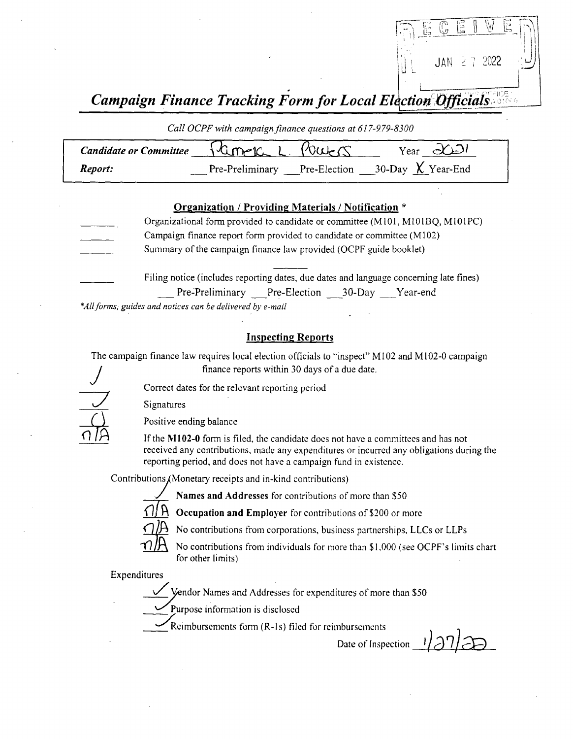RECEIVED
JAN 27 2022

# *Campaign Finance Tracking Form for Local Election Officials*

*Call OCPF with campaign finance questions at 617-979-8300*

| | | |
|---|---|---|
| ***Candidate or Committee*** | Pamela L. Powers | Year 2021 |
| ***Report:*** | ___ Pre-Preliminary ___ Pre-Election ___ 30-Day X Year-End | |

## Organization / Providing Materials / Notification *

_____ Organizational form provided to candidate or committee (M101, M101BQ, M101PC)

_____ Campaign finance report form provided to candidate or committee (M102)

_____ Summary of the campaign finance law provided (OCPF guide booklet)

_____ Filing notice (includes reporting dates, due dates and language concerning late fines)
___ Pre-Preliminary ___ Pre-Election ___ 30-Day ___ Year-end

**All forms, guides and notices can be delivered by e-mail*

## Inspecting Reports

The campaign finance law requires local election officials to "inspect" M102 and M102-0 campaign finance reports within 30 days of a due date.

✓ Correct dates for the relevant reporting period

✓ Signatures

0 Positive ending balance

n/A If the **M102-0** form is filed, the candidate does not have a committees and has not received any contributions, made any expenditures or incurred any obligations during the reporting period, and does not have a campaign fund in existence.

Contributions (Monetary receipts and in-kind contributions)

✓ **Names and Addresses** for contributions of more than $50

n/A **Occupation and Employer** for contributions of $200 or more

n/A No contributions from corporations, business partnerships, LLCs or LLPs

n/A No contributions from individuals for more than $1,000 (see OCPF's limits chart for other limits)

Expenditures

✓ Vendor Names and Addresses for expenditures of more than $50

✓ Purpose information is disclosed

✓ Reimbursements form (R-1s) filed for reimbursements

Date of Inspection 1/27/22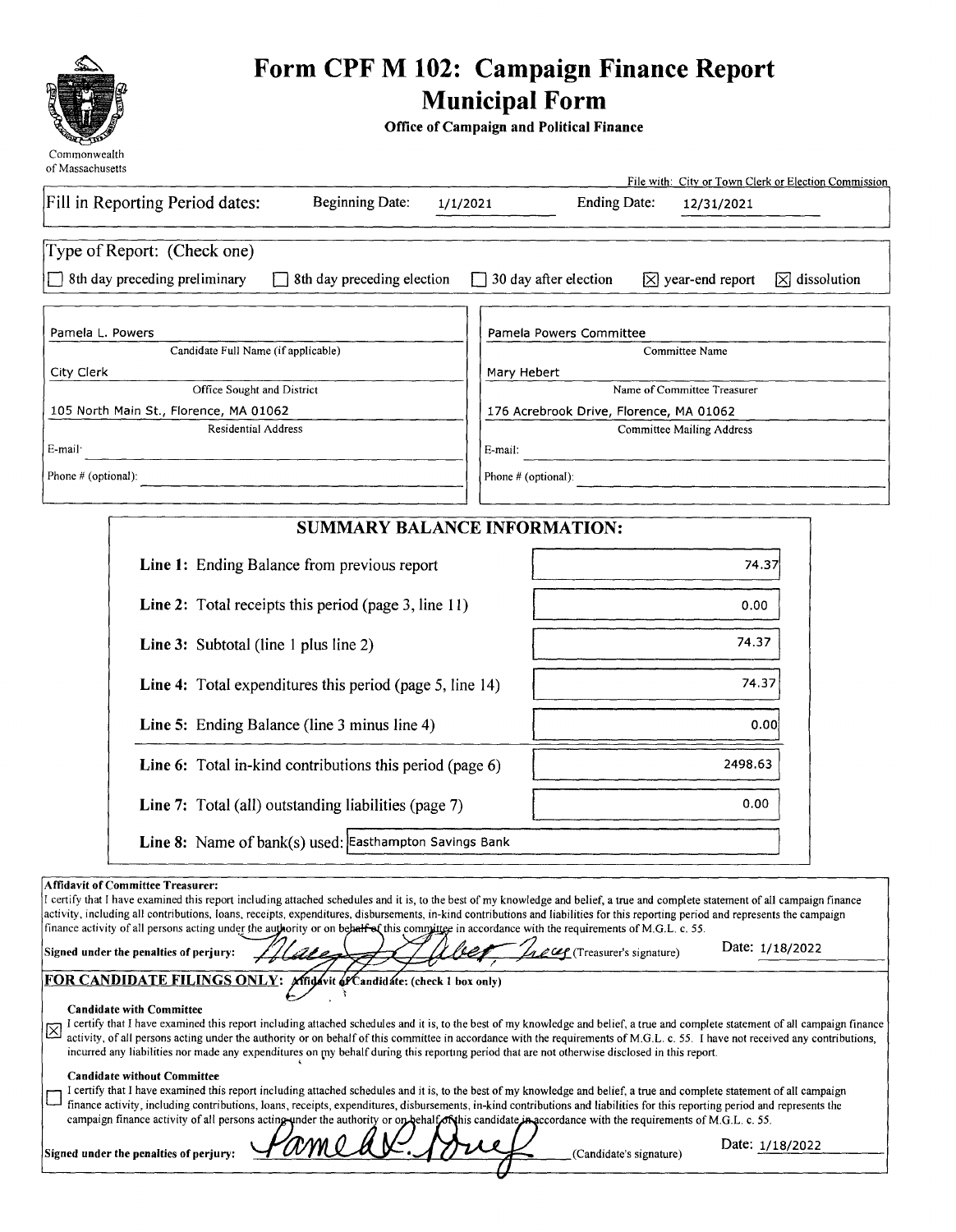Commonwealth of Massachusetts

# Form CPF M 102: Campaign Finance Report

## Municipal Form

**Office of Campaign and Political Finance**

File with: City or Town Clerk or Election Commission

Fill in Reporting Period dates: Beginning Date: 1/1/2021 Ending Date: 12/31/2021

Type of Report: (Check one)

☐ 8th day preceding preliminary ☐ 8th day preceding election ☐ 30 day after election ☒ year-end report ☒ dissolution

| | |
|---|---|
| Pamela L. Powers | Pamela Powers Committee |
| Candidate Full Name (if applicable) | Committee Name |
| City Clerk | Mary Hebert |
| Office Sought and District | Name of Committee Treasurer |
| 105 North Main St., Florence, MA 01062 | 176 Acrebrook Drive, Florence, MA 01062 |
| Residential Address | Committee Mailing Address |
| E-mail: | E-mail: |
| Phone # (optional): | Phone # (optional): |

### SUMMARY BALANCE INFORMATION:

| | |
|---|---|
| **Line 1:** Ending Balance from previous report | 74.37 |
| **Line 2:** Total receipts this period (page 3, line 11) | 0.00 |
| **Line 3:** Subtotal (line 1 plus line 2) | 74.37 |
| **Line 4:** Total expenditures this period (page 5, line 14) | 74.37 |
| **Line 5:** Ending Balance (line 3 minus line 4) | 0.00 |
| **Line 6:** Total in-kind contributions this period (page 6) | 2498.63 |
| **Line 7:** Total (all) outstanding liabilities (page 7) | 0.00 |
| **Line 8:** Name of bank(s) used: | Easthampton Savings Bank |

**Affidavit of Committee Treasurer:**

I certify that I have examined this report including attached schedules and it is, to the best of my knowledge and belief, a true and complete statement of all campaign finance activity, including all contributions, loans, receipts, expenditures, disbursements, in-kind contributions and liabilities for this reporting period and represents the campaign finance activity of all persons acting under the authority or on behalf of this committee in accordance with the requirements of M.G.L. c. 55.

**Signed under the penalties of perjury:** Mary A. Hebert, Treas (Treasurer's signature) Date: 1/18/2022

**FOR CANDIDATE FILINGS ONLY: Affidavit of Candidate: (check 1 box only)**

**Candidate with Committee**

☒ I certify that I have examined this report including attached schedules and it is, to the best of my knowledge and belief, a true and complete statement of all campaign finance activity, of all persons acting under the authority or on behalf of this committee in accordance with the requirements of M.G.L. c. 55. I have not received any contributions, incurred any liabilities nor made any expenditures on my behalf during this reporting period that are not otherwise disclosed in this report.

**Candidate without Committee**

☐ I certify that I have examined this report including attached schedules and it is, to the best of my knowledge and belief, a true and complete statement of all campaign finance activity, including contributions, loans, receipts, expenditures, disbursements, in-kind contributions and liabilities for this reporting period and represents the campaign finance activity of all persons acting under the authority or on behalf of this candidate in accordance with the requirements of M.G.L. c. 55.

**Signed under the penalties of perjury:** Pamela L. Powers (Candidate's signature) Date: 1/18/2022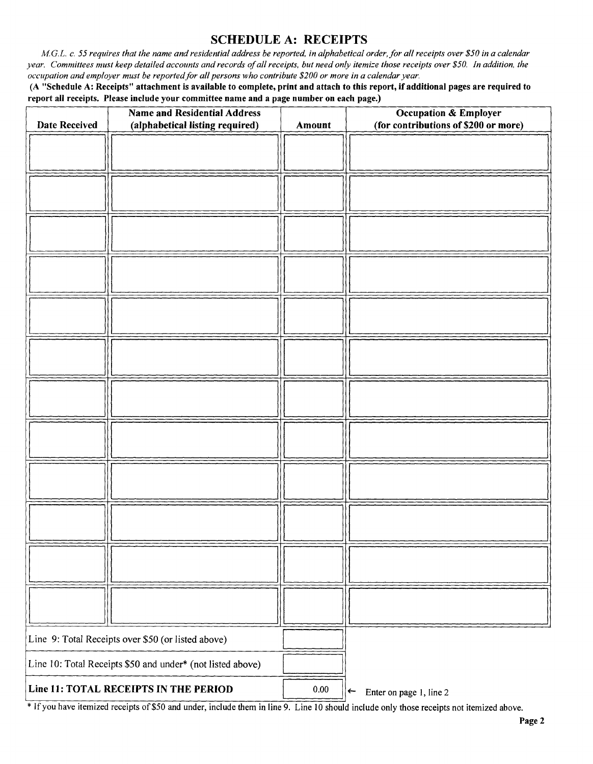## SCHEDULE A: RECEIPTS

*M.G.L. c. 55 requires that the name and residential address be reported, in alphabetical order, for all receipts over $50 in a calendar year. Committees must keep detailed accounts and records of all receipts, but need only itemize those receipts over $50. In addition, the occupation and employer must be reported for all persons who contribute $200 or more in a calendar year.*

**(A "Schedule A: Receipts" attachment is available to complete, print and attach to this report, if additional pages are required to report all receipts. Please include your committee name and a page number on each page.)**

| Date Received | Name and Residential Address (alphabetical listing required) | Amount | Occupation & Employer (for contributions of $200 or more) |
|---|---|---|---|
| | | | |
| | | | |
| | | | |
| | | | |
| | | | |
| | | | |
| | | | |
| | | | |
| | | | |
| | | | |
| | | | |
| | | | |

| | | |
|---|---|---|
| Line 9: Total Receipts over $50 (or listed above) | | |
| Line 10: Total Receipts $50 and under* (not listed above) | | |
| **Line 11: TOTAL RECEIPTS IN THE PERIOD** | 0.00 | ← Enter on page 1, line 2 |

* If you have itemized receipts of $50 and under, include them in line 9. Line 10 should include only those receipts not itemized above.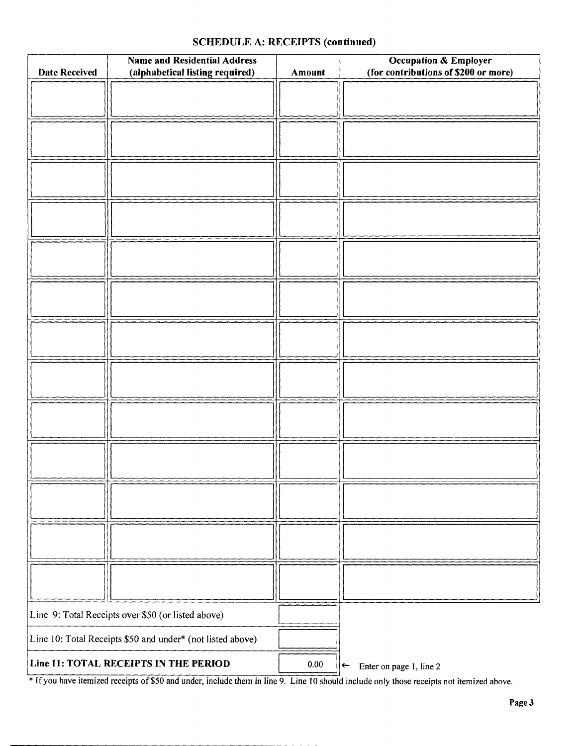## SCHEDULE A: RECEIPTS (continued)

| Date Received | Name and Residential Address (alphabetical listing required) | Amount | Occupation & Employer (for contributions of $200 or more) |
|---|---|---|---|
| | | | |
| | | | |
| | | | |
| | | | |
| | | | |
| | | | |
| | | | |
| | | | |
| | | | |
| | | | |
| | | | |
| | | | |
| | | | |

| | | |
|---|---|---|
| Line 9: Total Receipts over $50 (or listed above) | | |
| Line 10: Total Receipts $50 and under* (not listed above) | | |
| **Line 11: TOTAL RECEIPTS IN THE PERIOD** | 0.00 | ← Enter on page 1, line 2 |

* If you have itemized receipts of $50 and under, include them in line 9. Line 10 should include only those receipts not itemized above.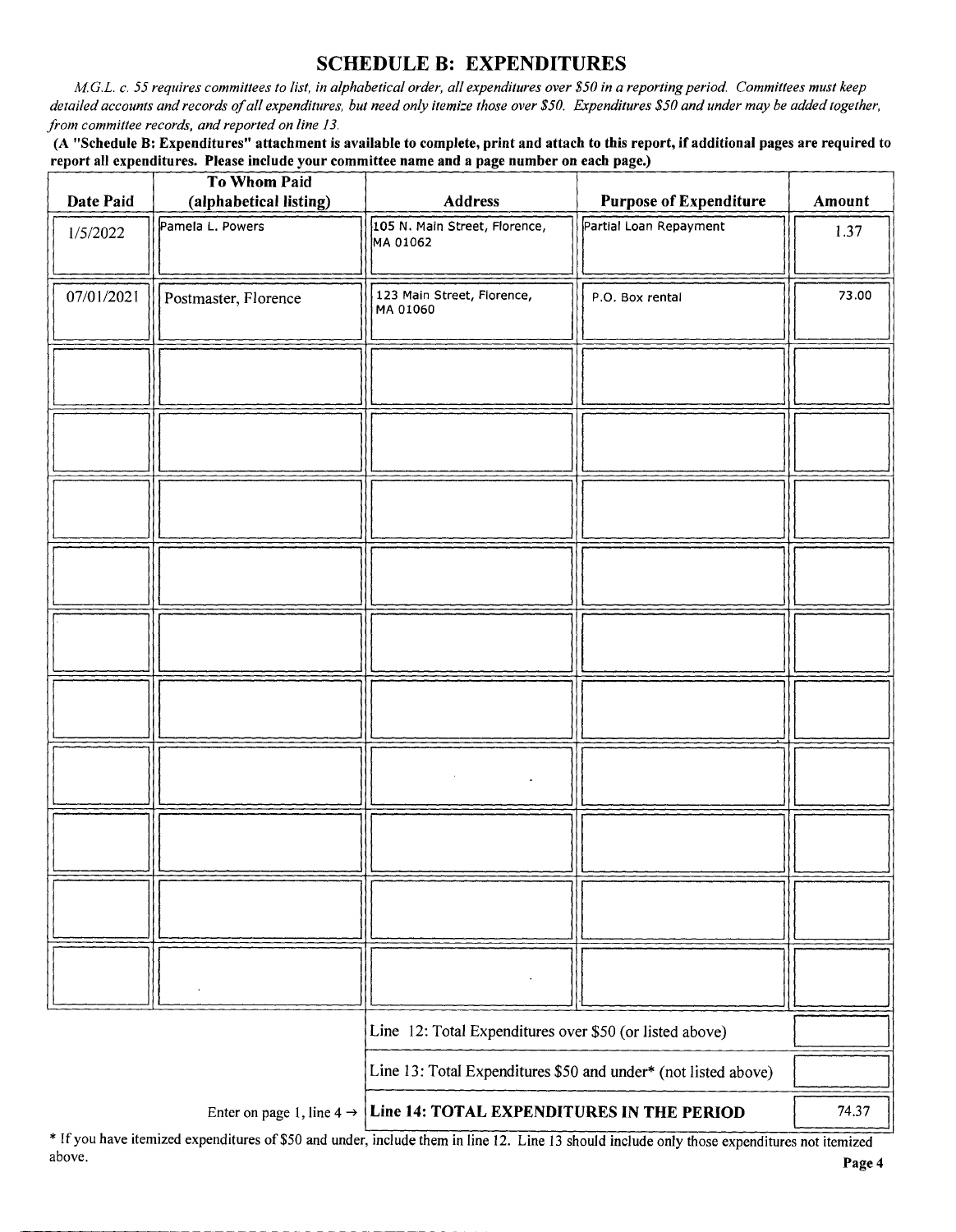## SCHEDULE B: EXPENDITURES

*M.G.L. c. 55 requires committees to list, in alphabetical order, all expenditures over $50 in a reporting period. Committees must keep detailed accounts and records of all expenditures, but need only itemize those over $50. Expenditures $50 and under may be added together, from committee records, and reported on line 13.*

**(A "Schedule B: Expenditures" attachment is available to complete, print and attach to this report, if additional pages are required to report all expenditures. Please include your committee name and a page number on each page.)**

| Date Paid | To Whom Paid (alphabetical listing) | Address | Purpose of Expenditure | Amount |
|---|---|---|---|---|
| 1/5/2022 | Pamela L. Powers | 105 N. Main Street, Florence, MA 01062 | Partial Loan Repayment | 1.37 |
| 07/01/2021 | Postmaster, Florence | 123 Main Street, Florence, MA 01060 | P.O. Box rental | 73.00 |
| | | | | |
| | | | | |
| | | | | |
| | | | | |
| | | | | |
| | | | | |
| | | | | |
| | | | | |
| | | | | |
| | | | | |

| | |
|---|---|
| Line 12: Total Expenditures over $50 (or listed above) | |
| Line 13: Total Expenditures $50 and under* (not listed above) | |
| Enter on page 1, line 4 → **Line 14: TOTAL EXPENDITURES IN THE PERIOD** | 74.37 |

\* If you have itemized expenditures of $50 and under, include them in line 12. Line 13 should include only those expenditures not itemized above.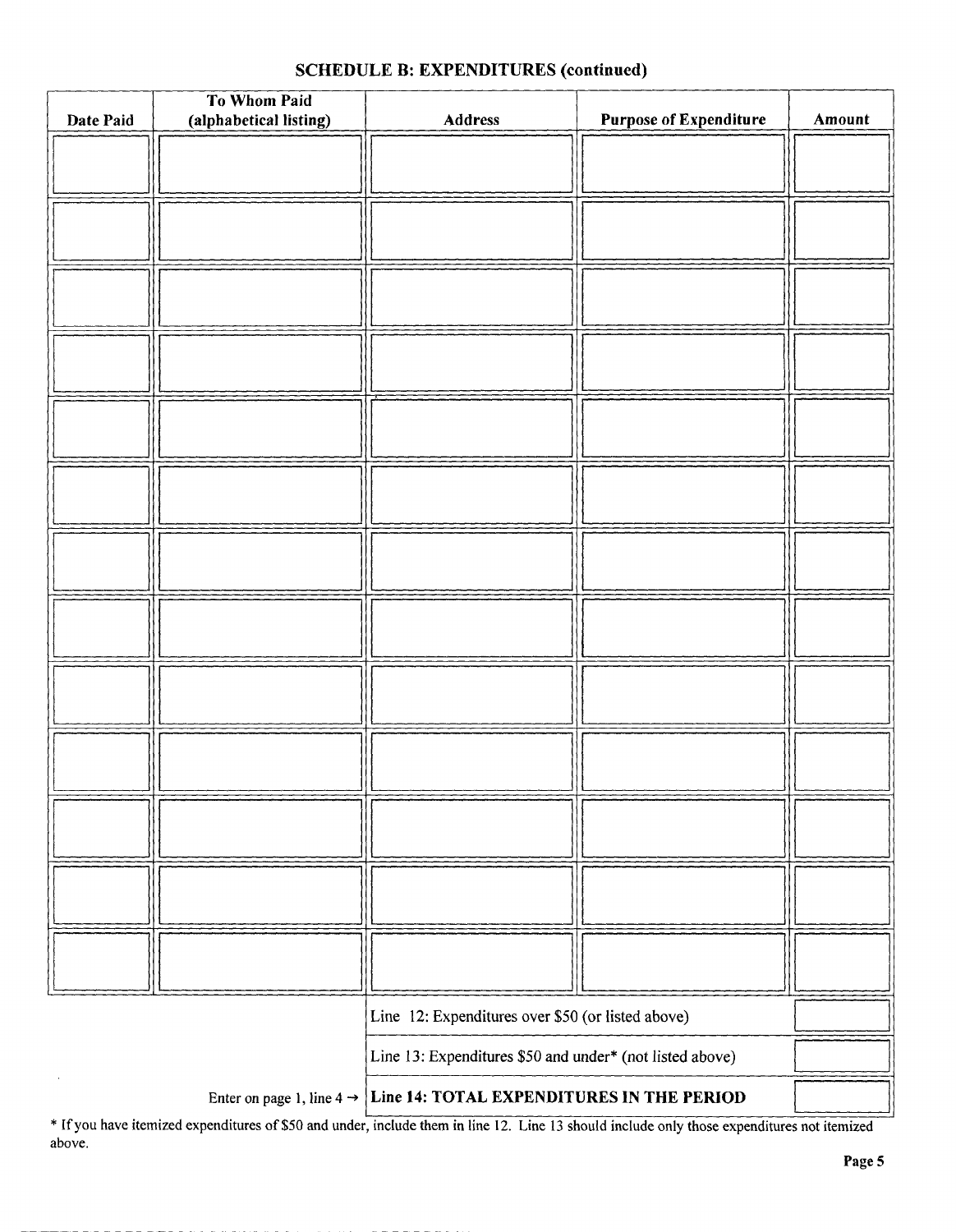## SCHEDULE B: EXPENDITURES (continued)

| Date Paid | To Whom Paid (alphabetical listing) | Address | Purpose of Expenditure | Amount |
|---|---|---|---|---|
| | | | | |
| | | | | |
| | | | | |
| | | | | |
| | | | | |
| | | | | |
| | | | | |
| | | | | |
| | | | | |
| | | | | |
| | | | | |
| | | | | |
| | | | | |

| | | |
|---|---|---|
| | Line 12: Expenditures over $50 (or listed above) | |
| | Line 13: Expenditures $50 and under* (not listed above) | |
| Enter on page 1, line 4 → | **Line 14: TOTAL EXPENDITURES IN THE PERIOD** | |

* If you have itemized expenditures of $50 and under, include them in line 12. Line 13 should include only those expenditures not itemized above.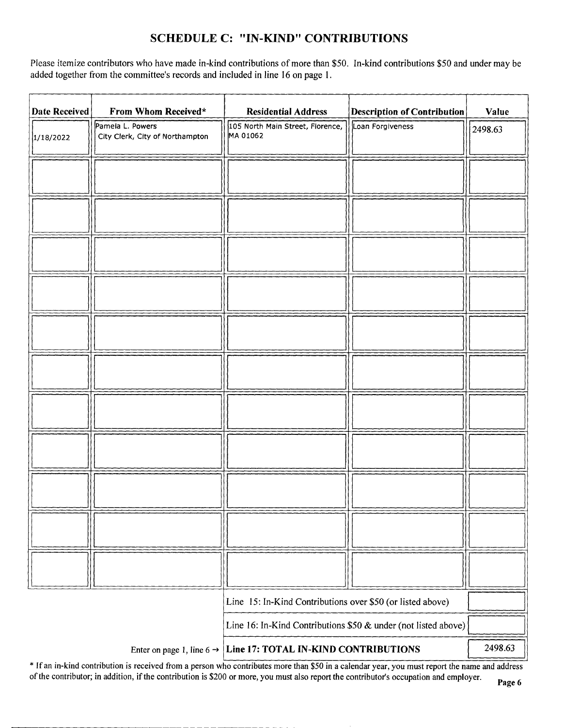## SCHEDULE C: "IN-KIND" CONTRIBUTIONS

Please itemize contributors who have made in-kind contributions of more than $50. In-kind contributions $50 and under may be added together from the committee's records and included in line 16 on page 1.

| Date Received | From Whom Received* | Residential Address | Description of Contribution | Value |
|---|---|---|---|---|
| 1/18/2022 | Pamela L. Powers<br>City Clerk, City of Northampton | 105 North Main Street, Florence, MA 01062 | Loan Forgiveness | 2498.63 |
| | | | | |
| | | | | |
| | | | | |
| | | | | |
| | | | | |
| | | | | |
| | | | | |
| | | | | |
| | | | | |
| | | | | |
| | | | | |

| | |
|---|---|
| Line 15: In-Kind Contributions over $50 (or listed above) | |
| Line 16: In-Kind Contributions $50 & under (not listed above) | |
| Enter on page 1, line 6 → **Line 17: TOTAL IN-KIND CONTRIBUTIONS** | 2498.63 |

* If an in-kind contribution is received from a person who contributes more than $50 in a calendar year, you must report the name and address of the contributor; in addition, if the contribution is $200 or more, you must also report the contributor's occupation and employer.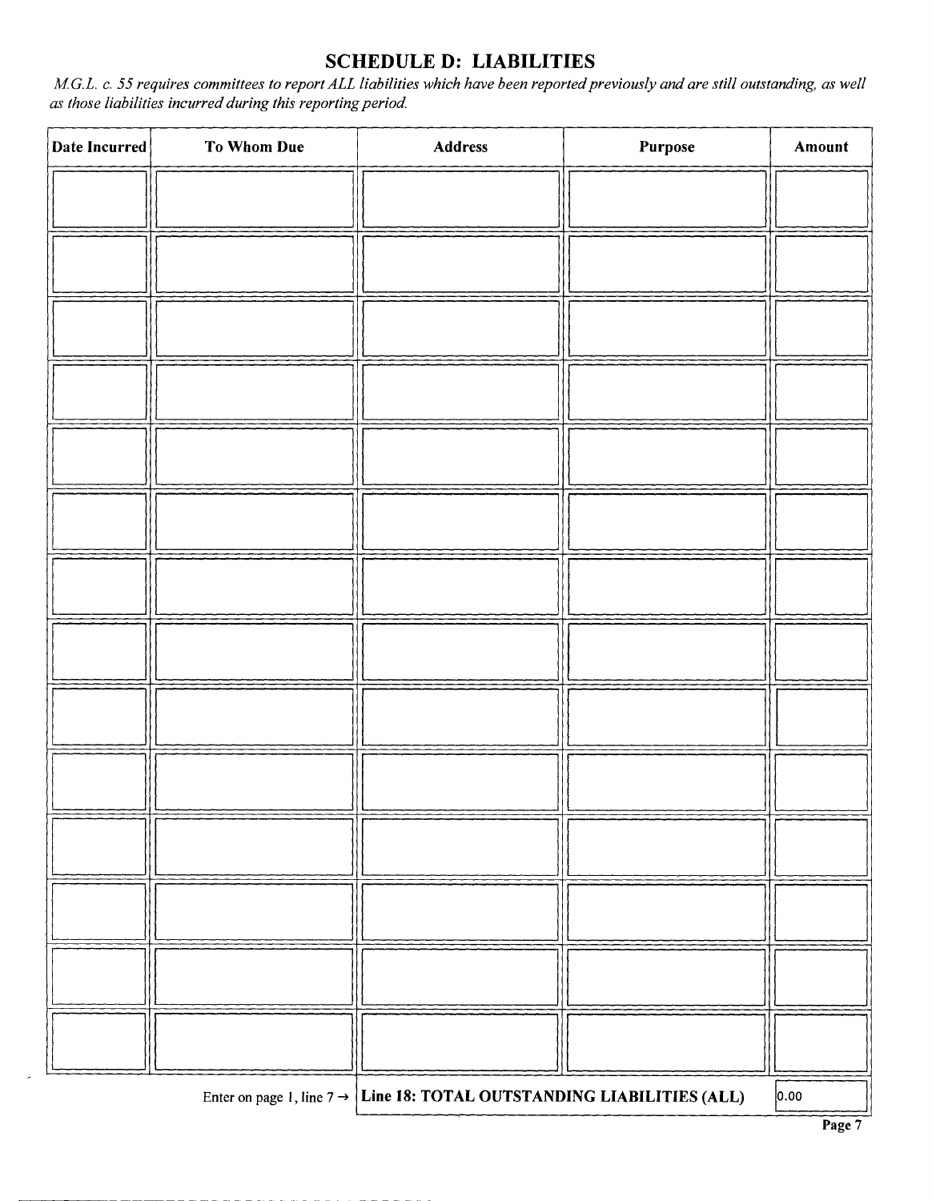## SCHEDULE D: LIABILITIES

*M.G.L. c. 55 requires committees to report ALL liabilities which have been reported previously and are still outstanding, as well as those liabilities incurred during this reporting period.*

| Date Incurred | To Whom Due | Address | Purpose | Amount |
|---|---|---|---|---|
| | | | | |
| | | | | |
| | | | | |
| | | | | |
| | | | | |
| | | | | |
| | | | | |
| | | | | |
| | | | | |
| | | | | |
| | | | | |
| | | | | |
| | | | | |
| | | | | |

Enter on page 1, line 7 → **Line 18: TOTAL OUTSTANDING LIABILITIES (ALL)** 0.00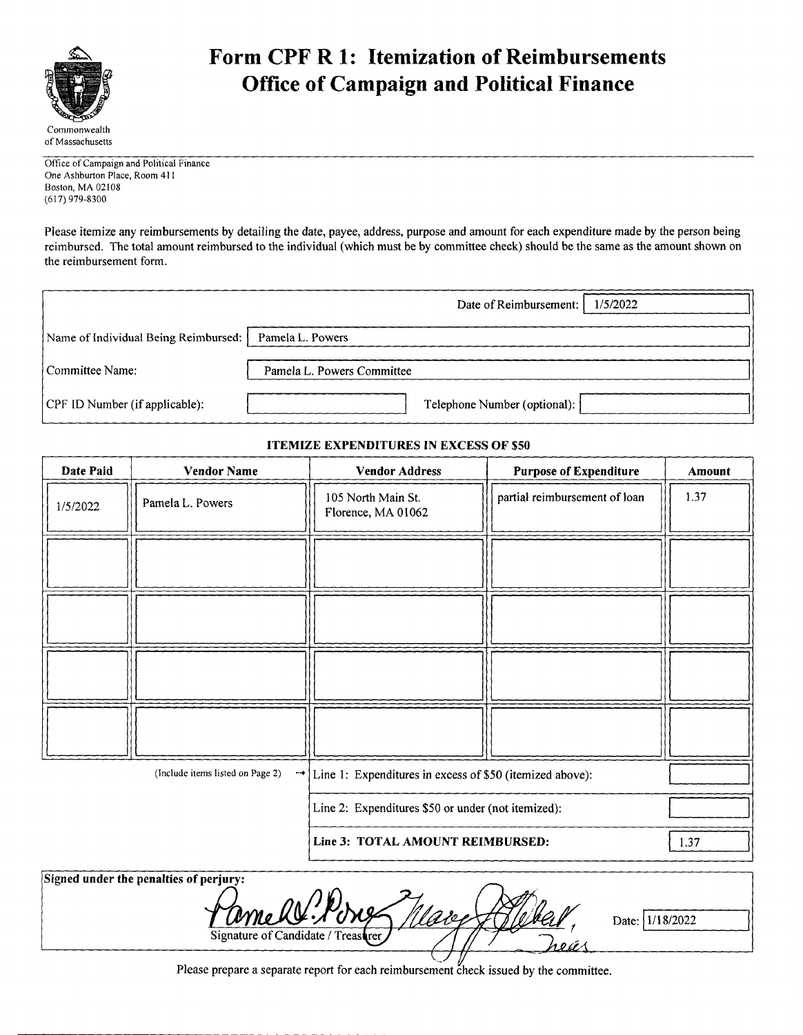Commonwealth of Massachusetts

# Form CPF R 1: Itemization of Reimbursements
## Office of Campaign and Political Finance

Office of Campaign and Political Finance
One Ashburton Place, Room 411
Boston, MA 02108
(617) 979-8300

Please itemize any reimbursements by detailing the date, payee, address, purpose and amount for each expenditure made by the person being reimbursed. The total amount reimbursed to the individual (which must be by committee check) should be the same as the amount shown on the reimbursement form.

Date of Reimbursement: 1/5/2022

Name of Individual Being Reimbursed: Pamela L. Powers

Committee Name: Pamela L. Powers Committee

CPF ID Number (if applicable): 

Telephone Number (optional): 

**ITEMIZE EXPENDITURES IN EXCESS OF $50**

| Date Paid | Vendor Name | Vendor Address | Purpose of Expenditure | Amount |
|---|---|---|---|---|
| 1/5/2022 | Pamela L. Powers | 105 North Main St. Florence, MA 01062 | partial reimbursement of loan | 1.37 |
| | | | | |
| | | | | |
| | | | | |
| | | | | |

(Include items listed on Page 2) → Line 1: Expenditures in excess of $50 (itemized above): 

Line 2: Expenditures $50 or under (not itemized): 

**Line 3: TOTAL AMOUNT REIMBURSED:** 1.37

**Signed under the penalties of perjury:**

Pamela L. Powers Mary [signature], Treas.

Signature of Candidate / Treasurer

Date: 1/18/2022

Please prepare a separate report for each reimbursement check issued by the committee.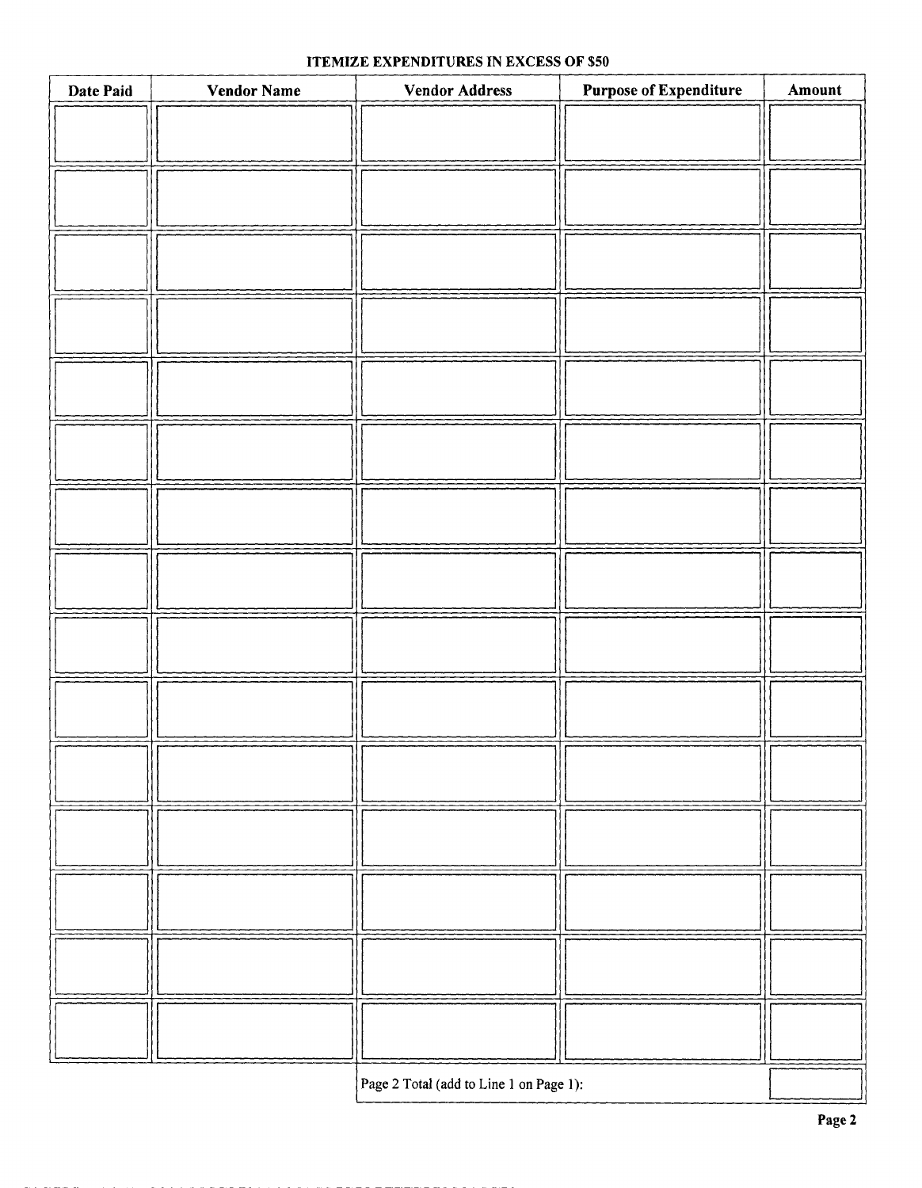**ITEMIZE EXPENDITURES IN EXCESS OF $50**

| Date Paid | Vendor Name | Vendor Address | Purpose of Expenditure | Amount |
|---|---|---|---|---|
| | | | | |
| | | | | |
| | | | | |
| | | | | |
| | | | | |
| | | | | |
| | | | | |
| | | | | |
| | | | | |
| | | | | |
| | | | | |
| | | | | |
| | | | | |
| | | | | |
| | | | | |
| | | Page 2 Total (add to Line 1 on Page 1): | | |